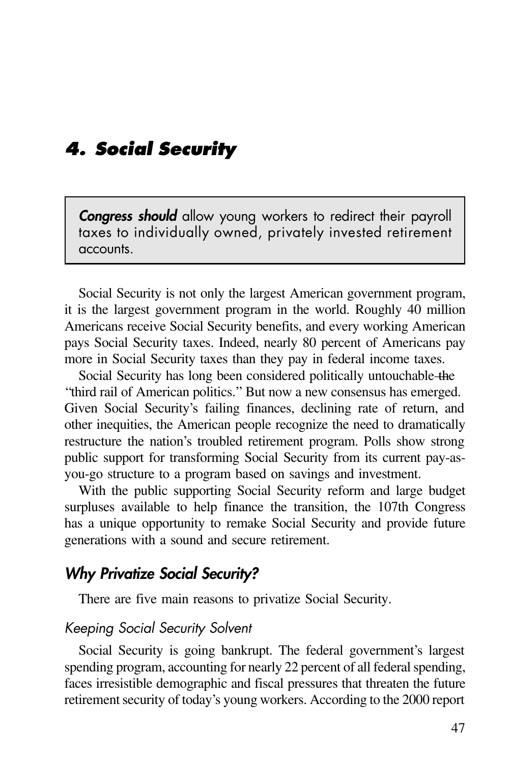# 4. Social Security

> ***Congress should*** allow young workers to redirect their payroll taxes to individually owned, privately invested retirement accounts.

Social Security is not only the largest American government program, it is the largest government program in the world. Roughly 40 million Americans receive Social Security benefits, and every working American pays Social Security taxes. Indeed, nearly 80 percent of Americans pay more in Social Security taxes than they pay in federal income taxes.

Social Security has long been considered politically untouchable—the "third rail of American politics." But now a new consensus has emerged. Given Social Security's failing finances, declining rate of return, and other inequities, the American people recognize the need to dramatically restructure the nation's troubled retirement program. Polls show strong public support for transforming Social Security from its current pay-as-you-go structure to a program based on savings and investment.

With the public supporting Social Security reform and large budget surpluses available to help finance the transition, the 107th Congress has a unique opportunity to remake Social Security and provide future generations with a sound and secure retirement.

## Why Privatize Social Security?

There are five main reasons to privatize Social Security.

### *Keeping Social Security Solvent*

Social Security is going bankrupt. The federal government's largest spending program, accounting for nearly 22 percent of all federal spending, faces irresistible demographic and fiscal pressures that threaten the future retirement security of today's young workers. According to the 2000 report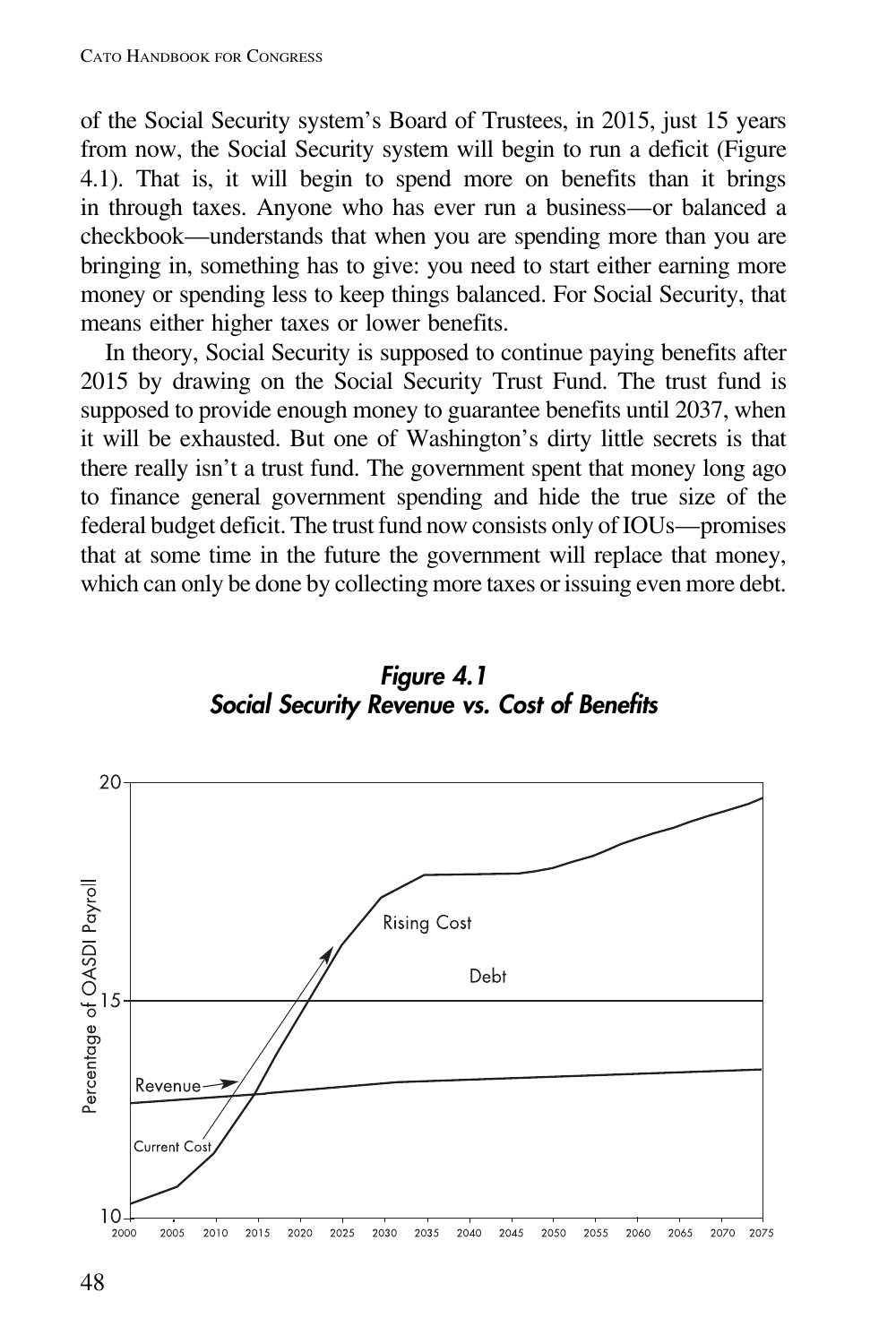of the Social Security system's Board of Trustees, in 2015, just 15 years from now, the Social Security system will begin to run a deficit (Figure 4.1). That is, it will begin to spend more on benefits than it brings in through taxes. Anyone who has ever run a business—or balanced a checkbook—understands that when you are spending more than you are bringing in, something has to give: you need to start either earning more money or spending less to keep things balanced. For Social Security, that means either higher taxes or lower benefits.

In theory, Social Security is supposed to continue paying benefits after 2015 by drawing on the Social Security Trust Fund. The trust fund is supposed to provide enough money to guarantee benefits until 2037, when it will be exhausted. But one of Washington's dirty little secrets is that there really isn't a trust fund. The government spent that money long ago to finance general government spending and hide the true size of the federal budget deficit. The trust fund now consists only of IOUs—promises that at some time in the future the government will replace that money, which can only be done by collecting more taxes or issuing even more debt.

***Figure 4.1***
***Social Security Revenue vs. Cost of Benefits***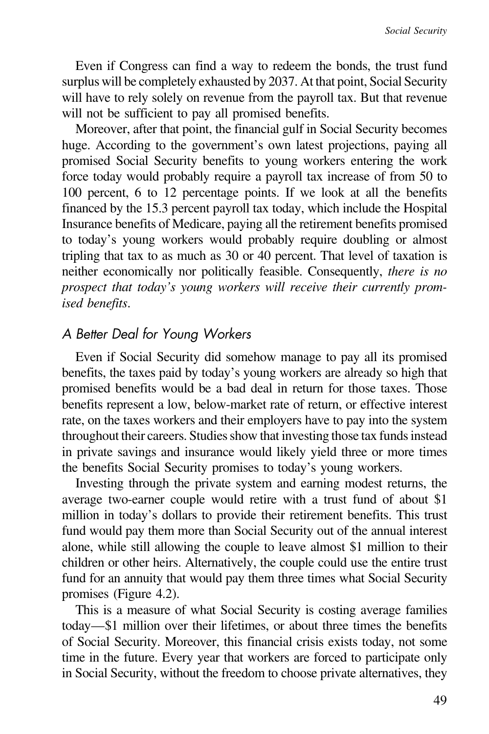Even if Congress can find a way to redeem the bonds, the trust fund surplus will be completely exhausted by 2037. At that point, Social Security will have to rely solely on revenue from the payroll tax. But that revenue will not be sufficient to pay all promised benefits.

Moreover, after that point, the financial gulf in Social Security becomes huge. According to the government's own latest projections, paying all promised Social Security benefits to young workers entering the work force today would probably require a payroll tax increase of from 50 to 100 percent, 6 to 12 percentage points. If we look at all the benefits financed by the 15.3 percent payroll tax today, which include the Hospital Insurance benefits of Medicare, paying all the retirement benefits promised to today's young workers would probably require doubling or almost tripling that tax to as much as 30 or 40 percent. That level of taxation is neither economically nor politically feasible. Consequently, *there is no prospect that today's young workers will receive their currently promised benefits*.

### *A Better Deal for Young Workers*

Even if Social Security did somehow manage to pay all its promised benefits, the taxes paid by today's young workers are already so high that promised benefits would be a bad deal in return for those taxes. Those benefits represent a low, below-market rate of return, or effective interest rate, on the taxes workers and their employers have to pay into the system throughout their careers. Studies show that investing those tax funds instead in private savings and insurance would likely yield three or more times the benefits Social Security promises to today's young workers.

Investing through the private system and earning modest returns, the average two-earner couple would retire with a trust fund of about $1 million in today's dollars to provide their retirement benefits. This trust fund would pay them more than Social Security out of the annual interest alone, while still allowing the couple to leave almost $1 million to their children or other heirs. Alternatively, the couple could use the entire trust fund for an annuity that would pay them three times what Social Security promises (Figure 4.2).

This is a measure of what Social Security is costing average families today—$1 million over their lifetimes, or about three times the benefits of Social Security. Moreover, this financial crisis exists today, not some time in the future. Every year that workers are forced to participate only in Social Security, without the freedom to choose private alternatives, they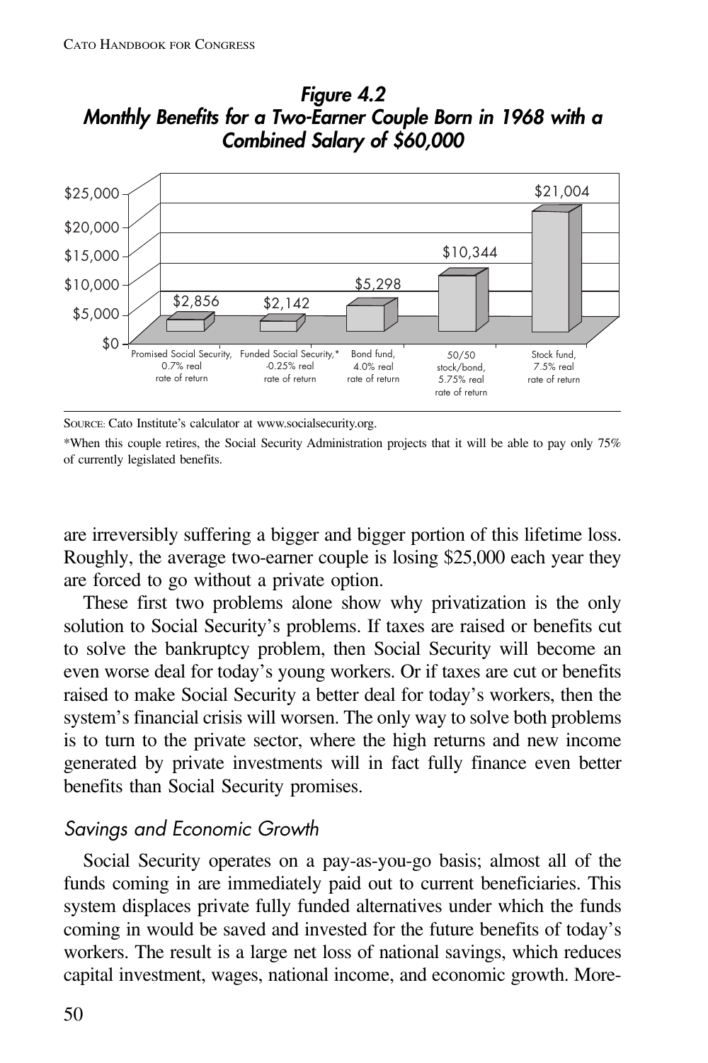***Figure 4.2***
***Monthly Benefits for a Two-Earner Couple Born in 1968 with a Combined Salary of $60,000***

| | Promised Social Security, 0.7% real rate of return | Funded Social Security,* -0.25% real rate of return | Bond fund, 4.0% real rate of return | 50/50 stock/bond, 5.75% real rate of return | Stock fund, 7.5% real rate of return |
|---|---|---|---|---|---|
| Monthly benefit | $2,856 | $2,142 | $5,298 | $10,344 | $21,004 |

Source: Cato Institute's calculator at www.socialsecurity.org.

*When this couple retires, the Social Security Administration projects that it will be able to pay only 75% of currently legislated benefits.

are irreversibly suffering a bigger and bigger portion of this lifetime loss. Roughly, the average two-earner couple is losing $25,000 each year they are forced to go without a private option.

These first two problems alone show why privatization is the only solution to Social Security's problems. If taxes are raised or benefits cut to solve the bankruptcy problem, then Social Security will become an even worse deal for today's young workers. Or if taxes are cut or benefits raised to make Social Security a better deal for today's workers, then the system's financial crisis will worsen. The only way to solve both problems is to turn to the private sector, where the high returns and new income generated by private investments will in fact fully finance even better benefits than Social Security promises.

### *Savings and Economic Growth*

Social Security operates on a pay-as-you-go basis; almost all of the funds coming in are immediately paid out to current beneficiaries. This system displaces private fully funded alternatives under which the funds coming in would be saved and invested for the future benefits of today's workers. The result is a large net loss of national savings, which reduces capital investment, wages, national income, and economic growth. More-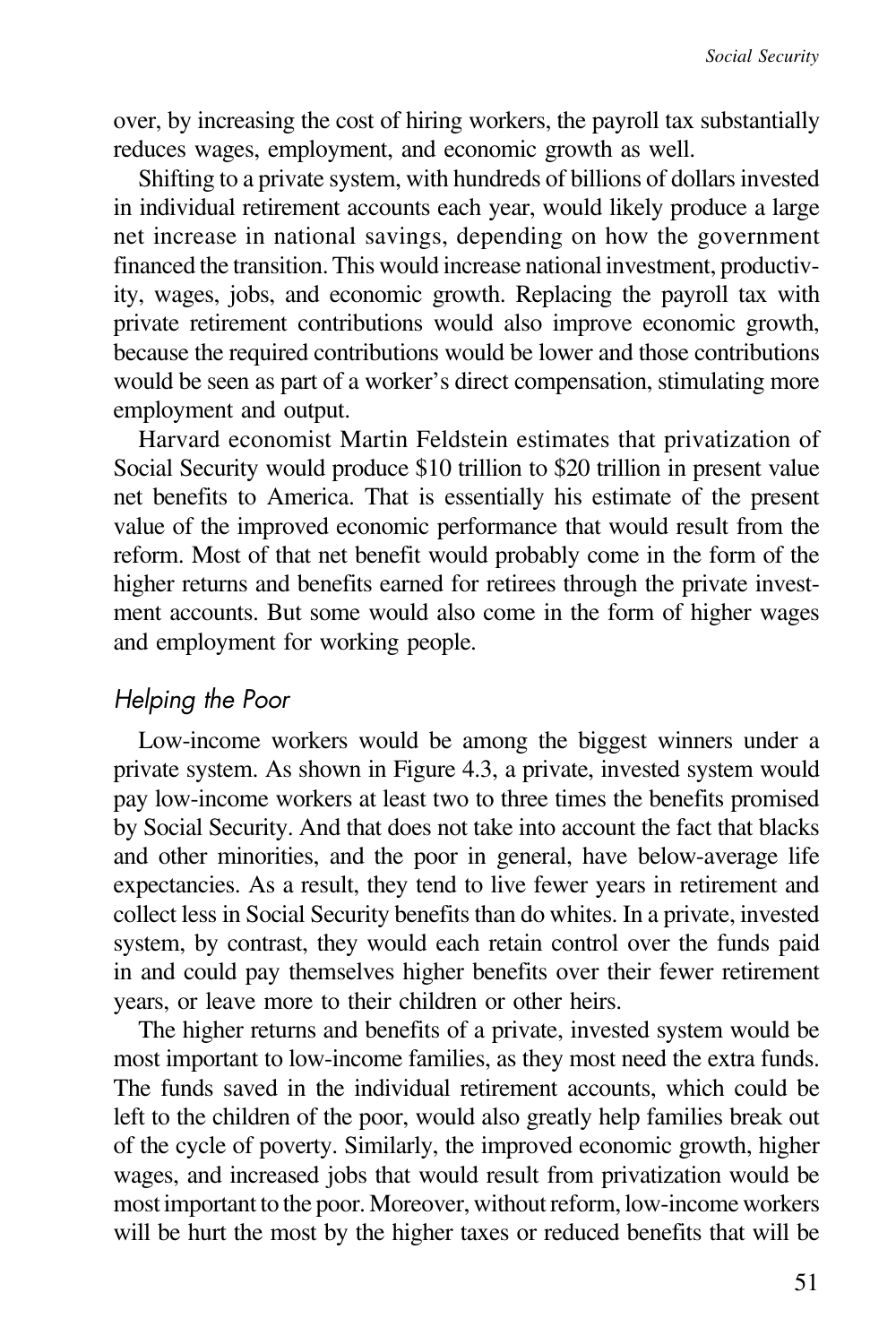over, by increasing the cost of hiring workers, the payroll tax substantially reduces wages, employment, and economic growth as well.

Shifting to a private system, with hundreds of billions of dollars invested in individual retirement accounts each year, would likely produce a large net increase in national savings, depending on how the government financed the transition. This would increase national investment, productivity, wages, jobs, and economic growth. Replacing the payroll tax with private retirement contributions would also improve economic growth, because the required contributions would be lower and those contributions would be seen as part of a worker's direct compensation, stimulating more employment and output.

Harvard economist Martin Feldstein estimates that privatization of Social Security would produce $10 trillion to $20 trillion in present value net benefits to America. That is essentially his estimate of the present value of the improved economic performance that would result from the reform. Most of that net benefit would probably come in the form of the higher returns and benefits earned for retirees through the private investment accounts. But some would also come in the form of higher wages and employment for working people.

### *Helping the Poor*

Low-income workers would be among the biggest winners under a private system. As shown in Figure 4.3, a private, invested system would pay low-income workers at least two to three times the benefits promised by Social Security. And that does not take into account the fact that blacks and other minorities, and the poor in general, have below-average life expectancies. As a result, they tend to live fewer years in retirement and collect less in Social Security benefits than do whites. In a private, invested system, by contrast, they would each retain control over the funds paid in and could pay themselves higher benefits over their fewer retirement years, or leave more to their children or other heirs.

The higher returns and benefits of a private, invested system would be most important to low-income families, as they most need the extra funds. The funds saved in the individual retirement accounts, which could be left to the children of the poor, would also greatly help families break out of the cycle of poverty. Similarly, the improved economic growth, higher wages, and increased jobs that would result from privatization would be most important to the poor. Moreover, without reform, low-income workers will be hurt the most by the higher taxes or reduced benefits that will be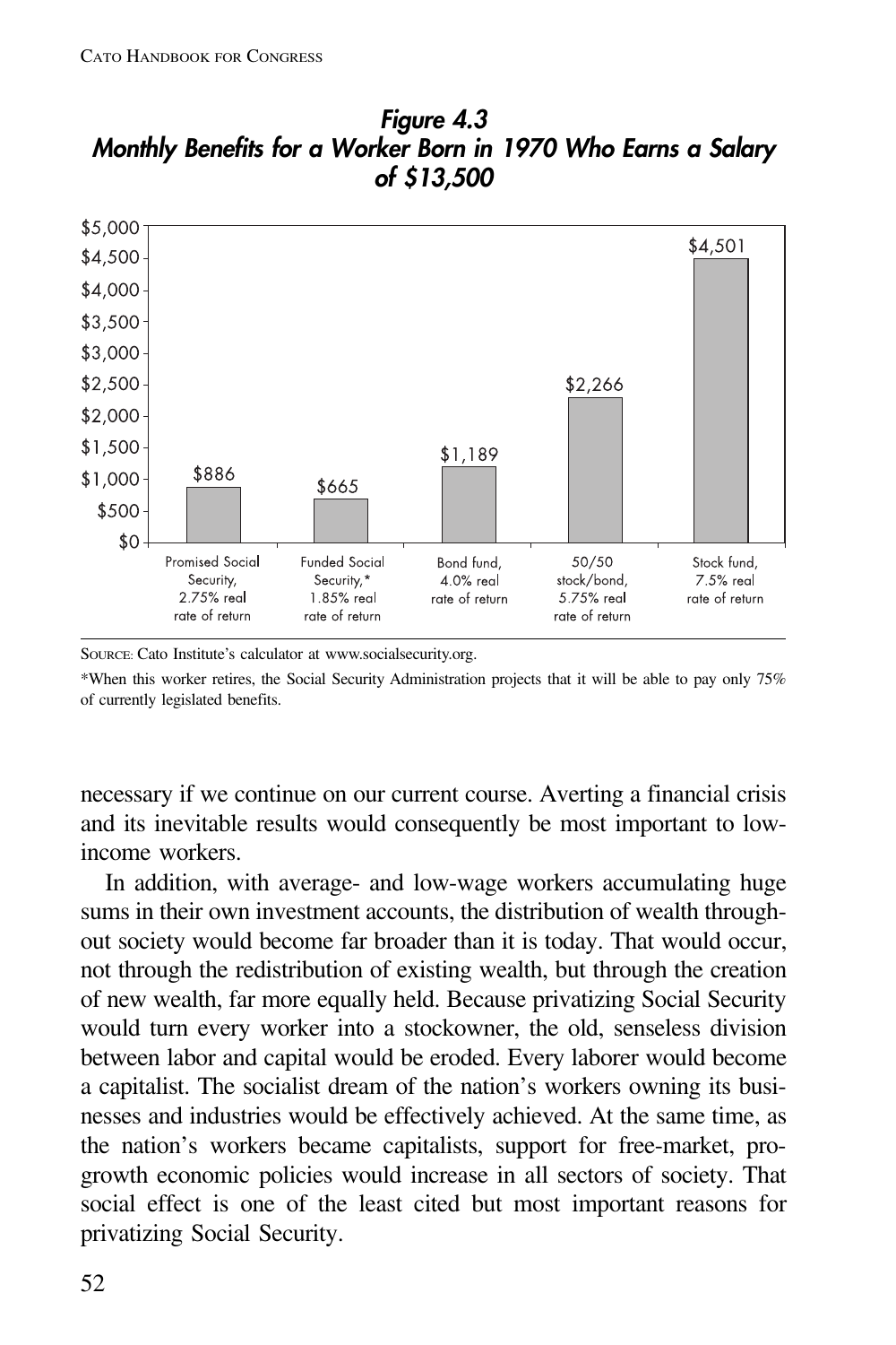***Figure 4.3***
***Monthly Benefits for a Worker Born in 1970 Who Earns a Salary of $13,500***

| | Promised Social Security, 2.75% real rate of return | Funded Social Security,* 1.85% real rate of return | Bond fund, 4.0% real rate of return | 50/50 stock/bond, 5.75% real rate of return | Stock fund, 7.5% real rate of return |
|---|---|---|---|---|---|
| Monthly benefit | $886 | $665 | $1,189 | $2,266 | $4,501 |

SOURCE: Cato Institute's calculator at www.socialsecurity.org.

*When this worker retires, the Social Security Administration projects that it will be able to pay only 75% of currently legislated benefits.

necessary if we continue on our current course. Averting a financial crisis and its inevitable results would consequently be most important to low-income workers.

In addition, with average- and low-wage workers accumulating huge sums in their own investment accounts, the distribution of wealth throughout society would become far broader than it is today. That would occur, not through the redistribution of existing wealth, but through the creation of new wealth, far more equally held. Because privatizing Social Security would turn every worker into a stockowner, the old, senseless division between labor and capital would be eroded. Every laborer would become a capitalist. The socialist dream of the nation's workers owning its businesses and industries would be effectively achieved. At the same time, as the nation's workers became capitalists, support for free-market, pro-growth economic policies would increase in all sectors of society. That social effect is one of the least cited but most important reasons for privatizing Social Security.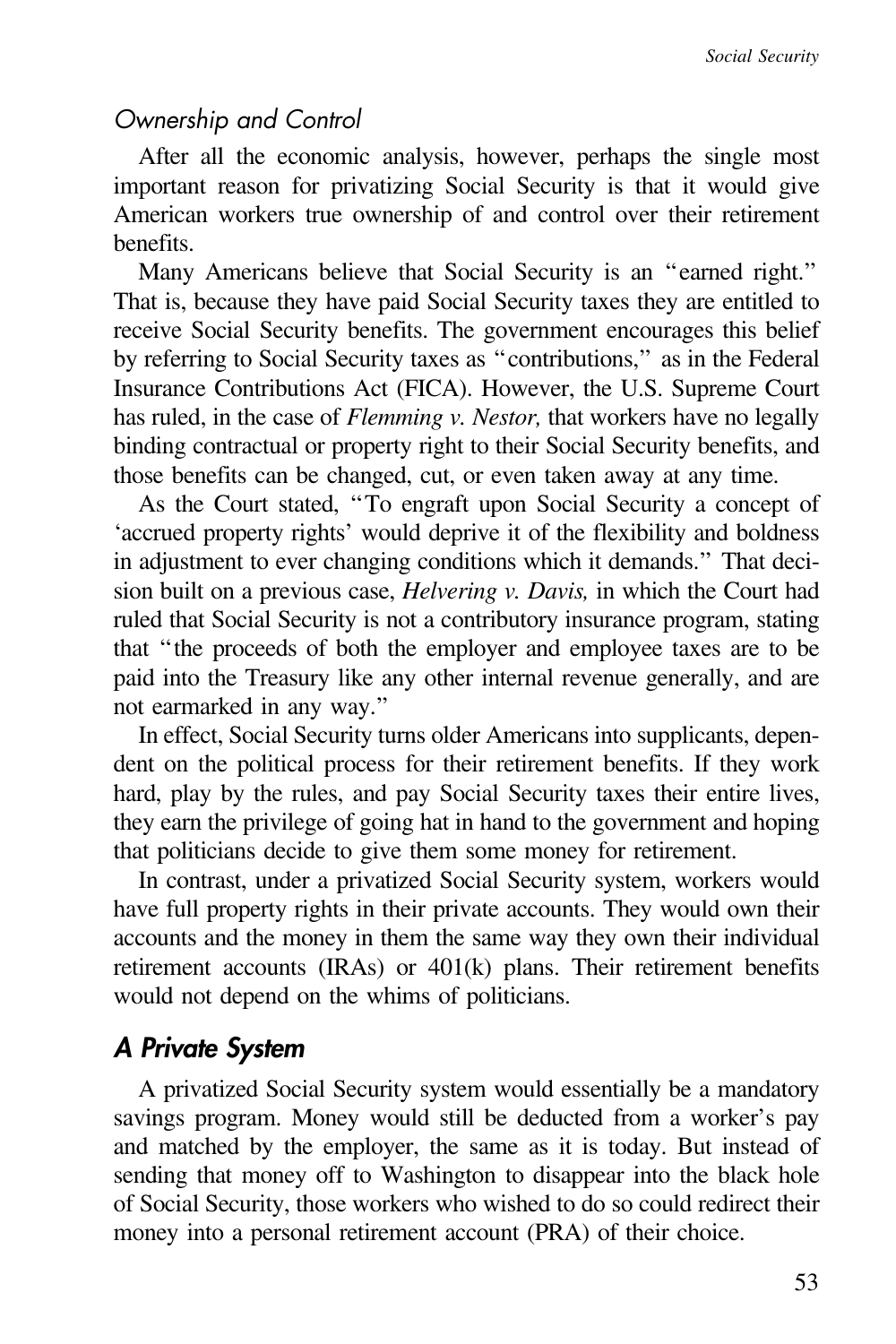### *Ownership and Control*

After all the economic analysis, however, perhaps the single most important reason for privatizing Social Security is that it would give American workers true ownership of and control over their retirement benefits.

Many Americans believe that Social Security is an "earned right." That is, because they have paid Social Security taxes they are entitled to receive Social Security benefits. The government encourages this belief by referring to Social Security taxes as "contributions," as in the Federal Insurance Contributions Act (FICA). However, the U.S. Supreme Court has ruled, in the case of *Flemming v. Nestor,* that workers have no legally binding contractual or property right to their Social Security benefits, and those benefits can be changed, cut, or even taken away at any time.

As the Court stated, "To engraft upon Social Security a concept of 'accrued property rights' would deprive it of the flexibility and boldness in adjustment to ever changing conditions which it demands." That decision built on a previous case, *Helvering v. Davis,* in which the Court had ruled that Social Security is not a contributory insurance program, stating that "the proceeds of both the employer and employee taxes are to be paid into the Treasury like any other internal revenue generally, and are not earmarked in any way."

In effect, Social Security turns older Americans into supplicants, dependent on the political process for their retirement benefits. If they work hard, play by the rules, and pay Social Security taxes their entire lives, they earn the privilege of going hat in hand to the government and hoping that politicians decide to give them some money for retirement.

In contrast, under a privatized Social Security system, workers would have full property rights in their private accounts. They would own their accounts and the money in them the same way they own their individual retirement accounts (IRAs) or 401(k) plans. Their retirement benefits would not depend on the whims of politicians.

## *A Private System*

A privatized Social Security system would essentially be a mandatory savings program. Money would still be deducted from a worker's pay and matched by the employer, the same as it is today. But instead of sending that money off to Washington to disappear into the black hole of Social Security, those workers who wished to do so could redirect their money into a personal retirement account (PRA) of their choice.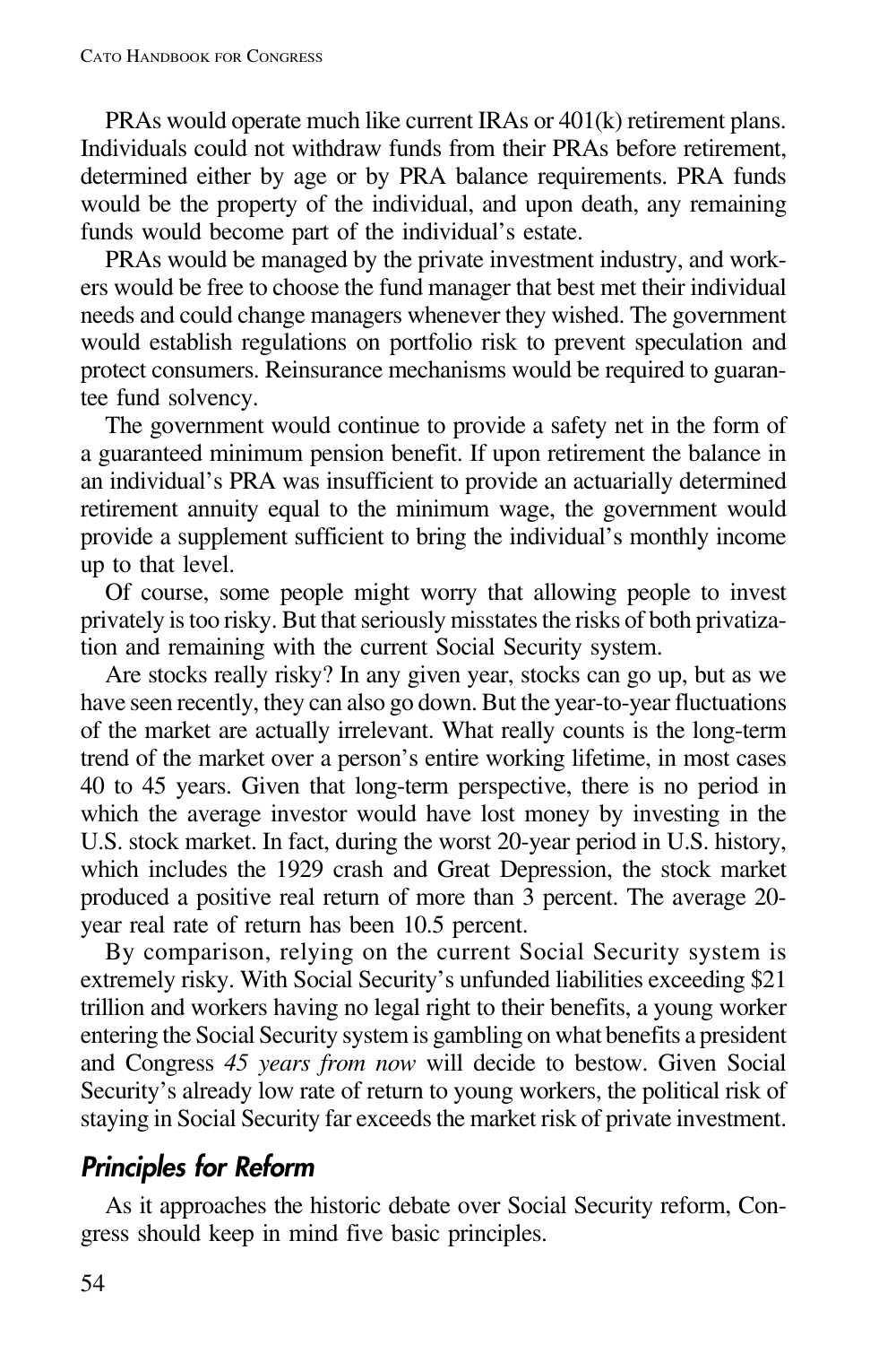PRAs would operate much like current IRAs or 401(k) retirement plans. Individuals could not withdraw funds from their PRAs before retirement, determined either by age or by PRA balance requirements. PRA funds would be the property of the individual, and upon death, any remaining funds would become part of the individual's estate.

PRAs would be managed by the private investment industry, and workers would be free to choose the fund manager that best met their individual needs and could change managers whenever they wished. The government would establish regulations on portfolio risk to prevent speculation and protect consumers. Reinsurance mechanisms would be required to guarantee fund solvency.

The government would continue to provide a safety net in the form of a guaranteed minimum pension benefit. If upon retirement the balance in an individual's PRA was insufficient to provide an actuarially determined retirement annuity equal to the minimum wage, the government would provide a supplement sufficient to bring the individual's monthly income up to that level.

Of course, some people might worry that allowing people to invest privately is too risky. But that seriously misstates the risks of both privatization and remaining with the current Social Security system.

Are stocks really risky? In any given year, stocks can go up, but as we have seen recently, they can also go down. But the year-to-year fluctuations of the market are actually irrelevant. What really counts is the long-term trend of the market over a person's entire working lifetime, in most cases 40 to 45 years. Given that long-term perspective, there is no period in which the average investor would have lost money by investing in the U.S. stock market. In fact, during the worst 20-year period in U.S. history, which includes the 1929 crash and Great Depression, the stock market produced a positive real return of more than 3 percent. The average 20-year real rate of return has been 10.5 percent.

By comparison, relying on the current Social Security system is extremely risky. With Social Security's unfunded liabilities exceeding $21 trillion and workers having no legal right to their benefits, a young worker entering the Social Security system is gambling on what benefits a president and Congress *45 years from now* will decide to bestow. Given Social Security's already low rate of return to young workers, the political risk of staying in Social Security far exceeds the market risk of private investment.

## Principles for Reform

As it approaches the historic debate over Social Security reform, Congress should keep in mind five basic principles.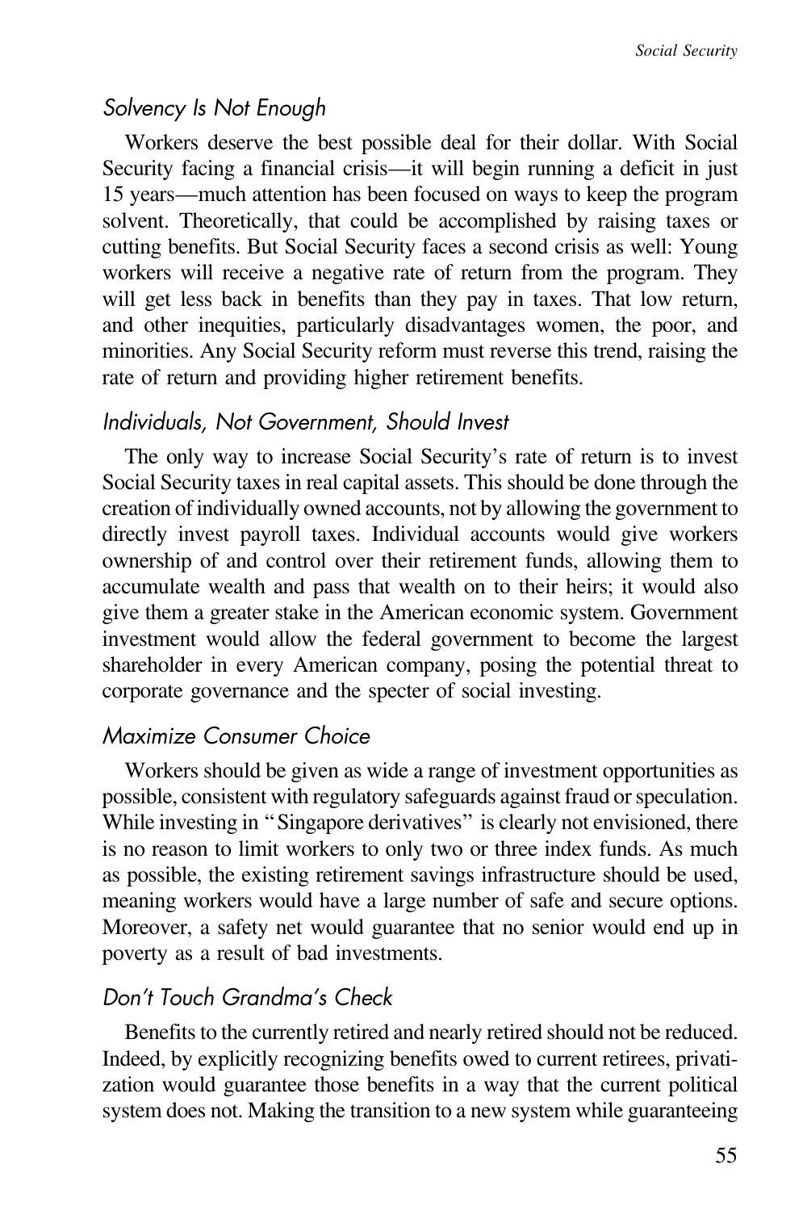### *Solvency Is Not Enough*

Workers deserve the best possible deal for their dollar. With Social Security facing a financial crisis—it will begin running a deficit in just 15 years—much attention has been focused on ways to keep the program solvent. Theoretically, that could be accomplished by raising taxes or cutting benefits. But Social Security faces a second crisis as well: Young workers will receive a negative rate of return from the program. They will get less back in benefits than they pay in taxes. That low return, and other inequities, particularly disadvantages women, the poor, and minorities. Any Social Security reform must reverse this trend, raising the rate of return and providing higher retirement benefits.

### *Individuals, Not Government, Should Invest*

The only way to increase Social Security's rate of return is to invest Social Security taxes in real capital assets. This should be done through the creation of individually owned accounts, not by allowing the government to directly invest payroll taxes. Individual accounts would give workers ownership of and control over their retirement funds, allowing them to accumulate wealth and pass that wealth on to their heirs; it would also give them a greater stake in the American economic system. Government investment would allow the federal government to become the largest shareholder in every American company, posing the potential threat to corporate governance and the specter of social investing.

### *Maximize Consumer Choice*

Workers should be given as wide a range of investment opportunities as possible, consistent with regulatory safeguards against fraud or speculation. While investing in "Singapore derivatives" is clearly not envisioned, there is no reason to limit workers to only two or three index funds. As much as possible, the existing retirement savings infrastructure should be used, meaning workers would have a large number of safe and secure options. Moreover, a safety net would guarantee that no senior would end up in poverty as a result of bad investments.

### *Don't Touch Grandma's Check*

Benefits to the currently retired and nearly retired should not be reduced. Indeed, by explicitly recognizing benefits owed to current retirees, privatization would guarantee those benefits in a way that the current political system does not. Making the transition to a new system while guaranteeing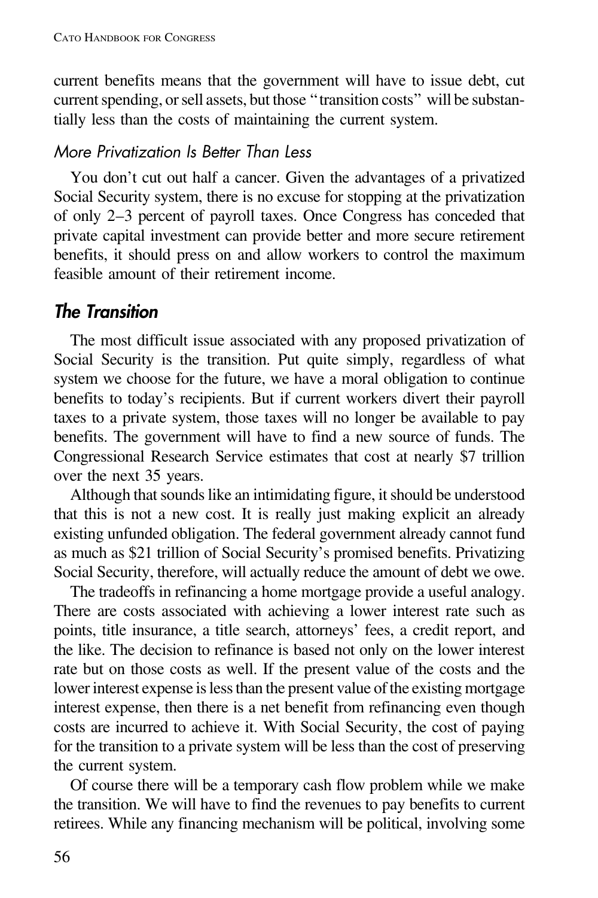current benefits means that the government will have to issue debt, cut current spending, or sell assets, but those ''transition costs'' will be substantially less than the costs of maintaining the current system.

### *More Privatization Is Better Than Less*

You don't cut out half a cancer. Given the advantages of a privatized Social Security system, there is no excuse for stopping at the privatization of only 2–3 percent of payroll taxes. Once Congress has conceded that private capital investment can provide better and more secure retirement benefits, it should press on and allow workers to control the maximum feasible amount of their retirement income.

## *The Transition*

The most difficult issue associated with any proposed privatization of Social Security is the transition. Put quite simply, regardless of what system we choose for the future, we have a moral obligation to continue benefits to today's recipients. But if current workers divert their payroll taxes to a private system, those taxes will no longer be available to pay benefits. The government will have to find a new source of funds. The Congressional Research Service estimates that cost at nearly $7 trillion over the next 35 years.

Although that sounds like an intimidating figure, it should be understood that this is not a new cost. It is really just making explicit an already existing unfunded obligation. The federal government already cannot fund as much as $21 trillion of Social Security's promised benefits. Privatizing Social Security, therefore, will actually reduce the amount of debt we owe.

The tradeoffs in refinancing a home mortgage provide a useful analogy. There are costs associated with achieving a lower interest rate such as points, title insurance, a title search, attorneys' fees, a credit report, and the like. The decision to refinance is based not only on the lower interest rate but on those costs as well. If the present value of the costs and the lower interest expense is less than the present value of the existing mortgage interest expense, then there is a net benefit from refinancing even though costs are incurred to achieve it. With Social Security, the cost of paying for the transition to a private system will be less than the cost of preserving the current system.

Of course there will be a temporary cash flow problem while we make the transition. We will have to find the revenues to pay benefits to current retirees. While any financing mechanism will be political, involving some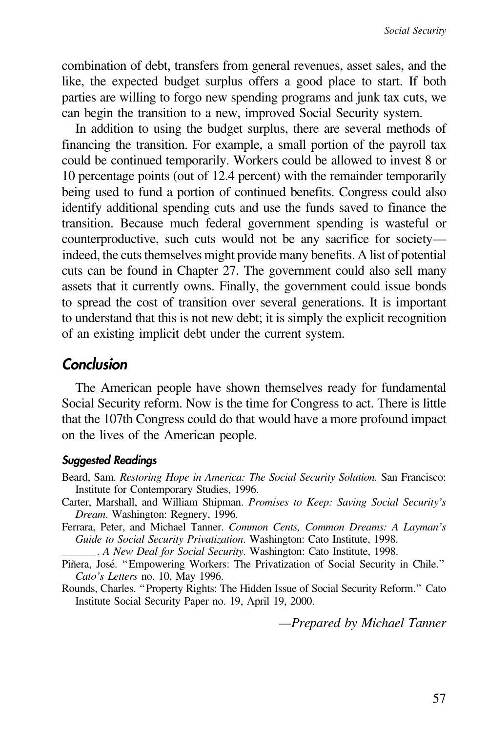combination of debt, transfers from general revenues, asset sales, and the like, the expected budget surplus offers a good place to start. If both parties are willing to forgo new spending programs and junk tax cuts, we can begin the transition to a new, improved Social Security system.

In addition to using the budget surplus, there are several methods of financing the transition. For example, a small portion of the payroll tax could be continued temporarily. Workers could be allowed to invest 8 or 10 percentage points (out of 12.4 percent) with the remainder temporarily being used to fund a portion of continued benefits. Congress could also identify additional spending cuts and use the funds saved to finance the transition. Because much federal government spending is wasteful or counterproductive, such cuts would not be any sacrifice for society—indeed, the cuts themselves might provide many benefits. A list of potential cuts can be found in Chapter 27. The government could also sell many assets that it currently owns. Finally, the government could issue bonds to spread the cost of transition over several generations. It is important to understand that this is not new debt; it is simply the explicit recognition of an existing implicit debt under the current system.

## Conclusion

The American people have shown themselves ready for fundamental Social Security reform. Now is the time for Congress to act. There is little that the 107th Congress could do that would have a more profound impact on the lives of the American people.

### Suggested Readings

Beard, Sam. *Restoring Hope in America: The Social Security Solution.* San Francisco: Institute for Contemporary Studies, 1996.

Carter, Marshall, and William Shipman. *Promises to Keep: Saving Social Security's Dream*. Washington: Regnery, 1996.

Ferrara, Peter, and Michael Tanner. *Common Cents, Common Dreams: A Layman's Guide to Social Security Privatization*. Washington: Cato Institute, 1998.

\_\_\_\_\_\_. *A New Deal for Social Security*. Washington: Cato Institute, 1998.

Piñera, José. "Empowering Workers: The Privatization of Social Security in Chile." *Cato's Letters* no. 10, May 1996.

Rounds, Charles. "Property Rights: The Hidden Issue of Social Security Reform." Cato Institute Social Security Paper no. 19, April 19, 2000.

*—Prepared by Michael Tanner*